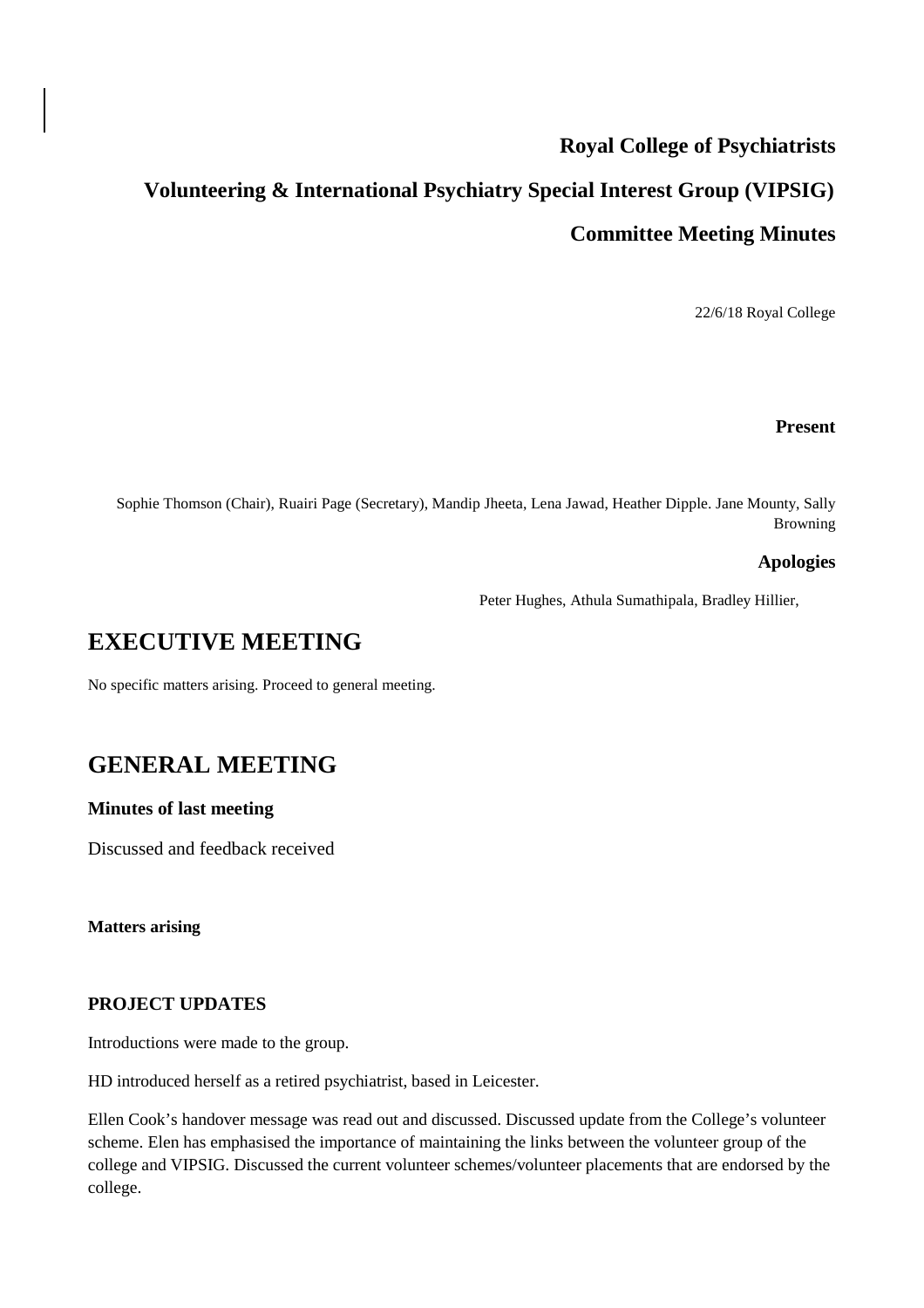**Royal College of Psychiatrists**

**Volunteering & International Psychiatry Special Interest Group (VIPSIG)**

**Committee Meeting Minutes**

22/6/18 Royal College

**Present**

Sophie Thomson (Chair), Ruairi Page (Secretary), Mandip Jheeta, Lena Jawad, Heather Dipple. Jane Mounty, Sally Browning

**Apologies**

Peter Hughes, Athula Sumathipala, Bradley Hillier,

# EXECUTIVE MEETING

No specific matters arising. Proceed to general meeting.

# GENERAL MEETING

**Minutes of last meeting**

Discussed and feedback received

**Matters arising**

**PROJECT UPDATES**

Introductions were made to the group.

HD introduced herself as a retired psychiatrist, based in Leicester.

Ellen Cook's handover message was read out and discussed. Discussed update from the College's volunteer scheme. Elen has emphasised the importance of maintaining the links between the volunteer group of the college and VIPSIG. Discussed the current volunteer schemes/volunteer placements that are endorsed by the college.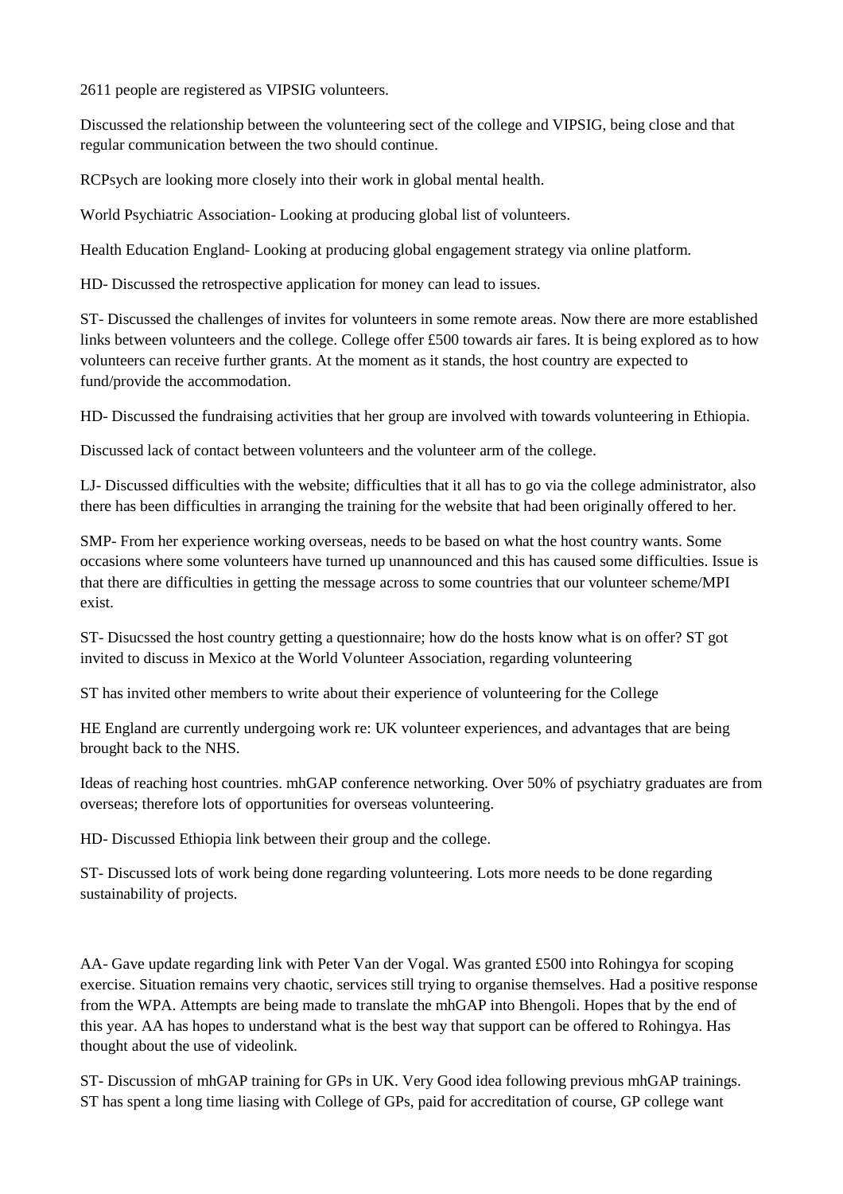2611 people are registered as VIPSIG volunteers.

Discussed the relationship between the volunteering sect of the college and VIPSIG, being close and that regular communication between the two should continue.

RCPsych are looking more closely into their work in global mental health.

World Psychiatric Association- Looking at producing global list of volunteers.

Health Education England- Looking at producing global engagement strategy via online platform.

HD- Discussed the retrospective application for money can lead to issues.

ST- Discussed the challenges of invites for volunteers in some remote areas. Now there are more established links between volunteers and the college. College offer £500 towards air fares. It is being explored as to how volunteers can receive further grants. At the moment as it stands, the host country are expected to fund/provide the accommodation.

HD- Discussed the fundraising activities that her group are involved with towards volunteering in Ethiopia.

Discussed lack of contact between volunteers and the volunteer arm of the college.

LJ- Discussed difficulties with the website; difficulties that it all has to go via the college administrator, also there has been difficulties in arranging the training for the website that had been originally offered to her.

SMP- From her experience working overseas, needs to be based on what the host country wants. Some occasions where some volunteers have turned up unannounced and this has caused some difficulties. Issue is that there are difficulties in getting the message across to some countries that our volunteer scheme/MPI exist.

ST- Disucssed the host country getting a questionnaire; how do the hosts know what is on offer? ST got invited to discuss in Mexico at the World Volunteer Association, regarding volunteering

ST has invited other members to write about their experience of volunteering for the College

HE England are currently undergoing work re: UK volunteer experiences, and advantages that are being brought back to the NHS.

Ideas of reaching host countries. mhGAP conference networking. Over 50% of psychiatry graduates are from overseas; therefore lots of opportunities for overseas volunteering.

HD- Discussed Ethiopia link between their group and the college.

ST- Discussed lots of work being done regarding volunteering. Lots more needs to be done regarding sustainability of projects.

AA- Gave update regarding link with Peter Van der Vogal. Was granted £500 into Rohingya for scoping exercise. Situation remains very chaotic, services still trying to organise themselves. Had a positive response from the WPA. Attempts are being made to translate the mhGAP into Bhengoli. Hopes that by the end of this year. AA has hopes to understand what is the best way that support can be offered to Rohingya. Has thought about the use of videolink.

ST- Discussion of mhGAP training for GPs in UK. Very Good idea following previous mhGAP trainings. ST has spent a long time liasing with College of GPs, paid for accreditation of course, GP college want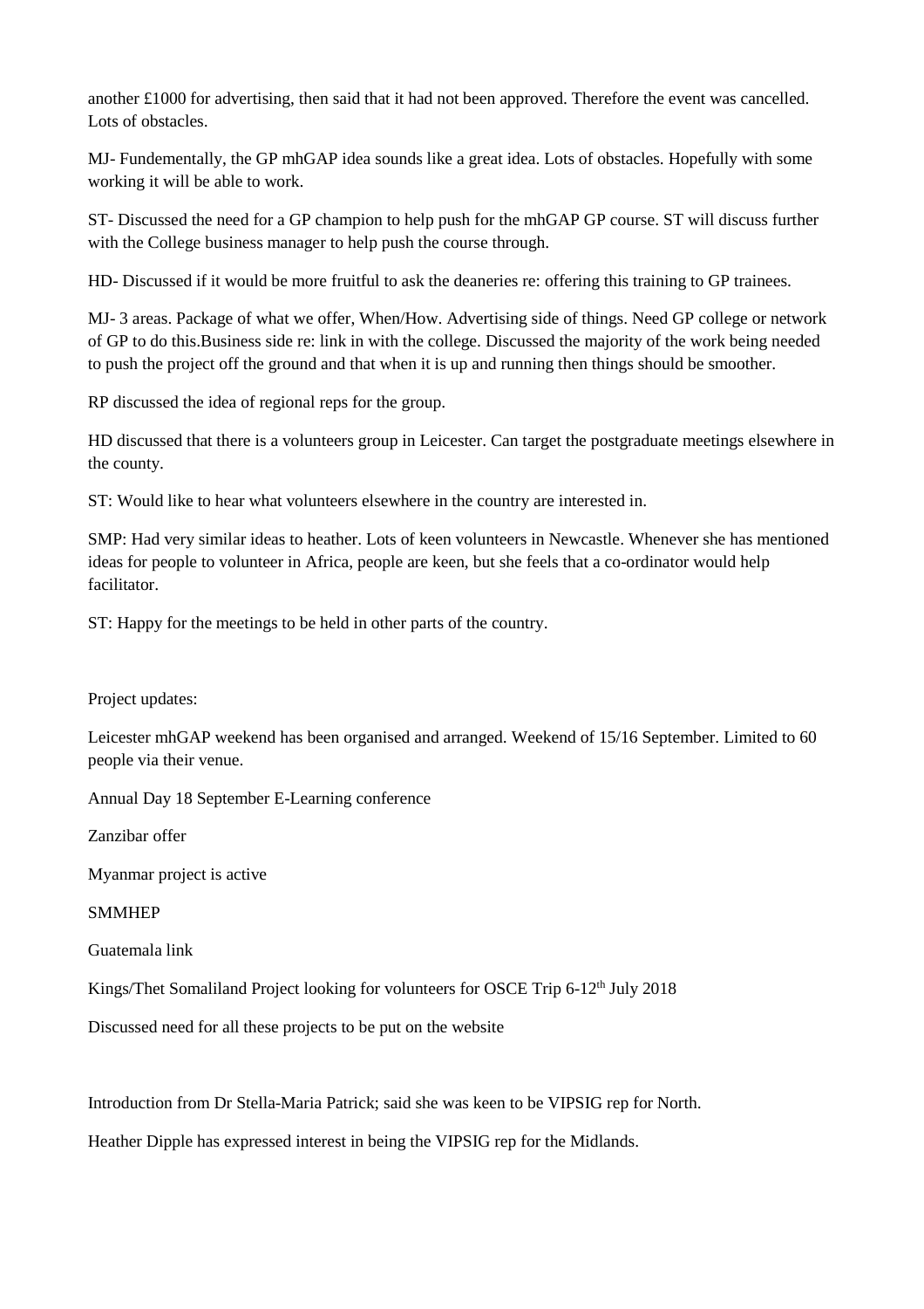another £1000 for advertising, then said that it had not been approved. Therefore the event was cancelled. Lots of obstacles.

MJ- Fundementally, the GP mhGAP idea sounds like a great idea. Lots of obstacles. Hopefully with some working it will be able to work.

ST- Discussed the need for a GP champion to help push for the mhGAP GP course. ST will discuss further with the College business manager to help push the course through.

HD- Discussed if it would be more fruitful to ask the deaneries re: offering this training to GP trainees.

MJ- 3 areas. Package of what we offer, When/How. Advertising side of things. Need GP college or network of GP to do this.Business side re: link in with the college. Discussed the majority of the work being needed to push the project off the ground and that when it is up and running then things should be smoother.

RP discussed the idea of regional reps for the group.

HD discussed that there is a volunteers group in Leicester. Can target the postgraduate meetings elsewhere in the county.

ST: Would like to hear what volunteers elsewhere in the country are interested in.

SMP: Had very similar ideas to heather. Lots of keen volunteers in Newcastle. Whenever she has mentioned ideas for people to volunteer in Africa, people are keen, but she feels that a co-ordinator would help facilitator.

ST: Happy for the meetings to be held in other parts of the country.

Project updates:

Leicester mhGAP weekend has been organised and arranged. Weekend of 15/16 September. Limited to 60 people via their venue.

Annual Day 18 September E-Learning conference

Zanzibar offer

Myanmar project is active

SMMHEP

Guatemala link

Kings/Thet Somaliland Project looking for volunteers for OSCE Trip 6-12th July 2018

Discussed need for all these projects to be put on the website

Introduction from Dr Stella-Maria Patrick; said she was keen to be VIPSIG rep for North.

Heather Dipple has expressed interest in being the VIPSIG rep for the Midlands.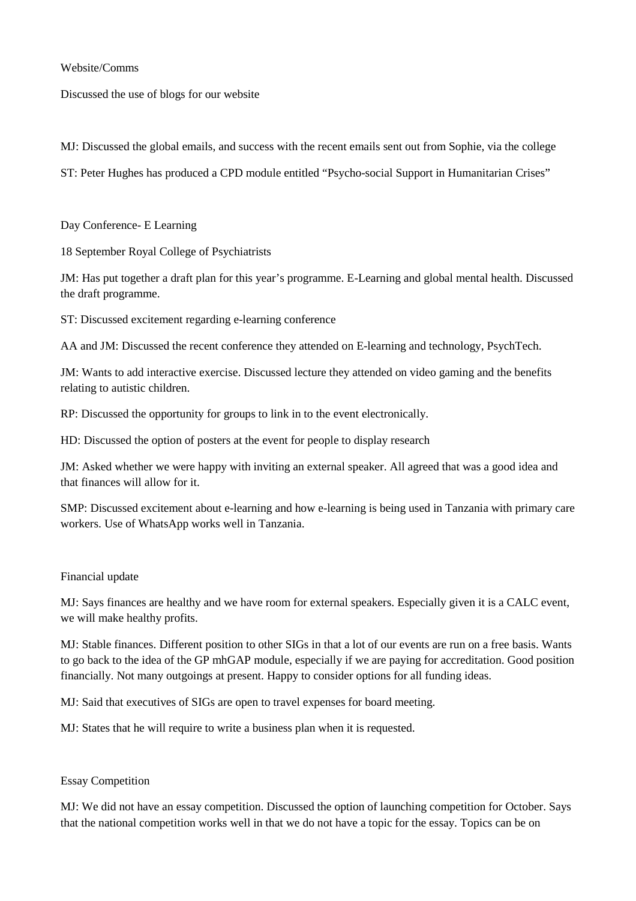Website/Comms

Discussed the use of blogs for our website

MJ: Discussed the global emails, and success with the recent emails sent out from Sophie, via the college

ST: Peter Hughes has produced a CPD module entitled "Psycho-social Support in Humanitarian Crises"

Day Conference- E Learning

18 September Royal College of Psychiatrists

JM: Has put together a draft plan for this year's programme. E-Learning and global mental health. Discussed the draft programme.

ST: Discussed excitement regarding e-learning conference

AA and JM: Discussed the recent conference they attended on E-learning and technology, PsychTech.

JM: Wants to add interactive exercise. Discussed lecture they attended on video gaming and the benefits relating to autistic children.

RP: Discussed the opportunity for groups to link in to the event electronically.

HD: Discussed the option of posters at the event for people to display research

JM: Asked whether we were happy with inviting an external speaker. All agreed that was a good idea and that finances will allow for it.

SMP: Discussed excitement about e-learning and how e-learning is being used in Tanzania with primary care workers. Use of WhatsApp works well in Tanzania.

Financial update

MJ: Says finances are healthy and we have room for external speakers. Especially given it is a CALC event, we will make healthy profits.

MJ: Stable finances. Different position to other SIGs in that a lot of our events are run on a free basis. Wants to go back to the idea of the GP mhGAP module, especially if we are paying for accreditation. Good position financially. Not many outgoings at present. Happy to consider options for all funding ideas.

MJ: Said that executives of SIGs are open to travel expenses for board meeting.

MJ: States that he will require to write a business plan when it is requested.

Essay Competition

MJ: We did not have an essay competition. Discussed the option of launching competition for October. Says that the national competition works well in that we do not have a topic for the essay. Topics can be on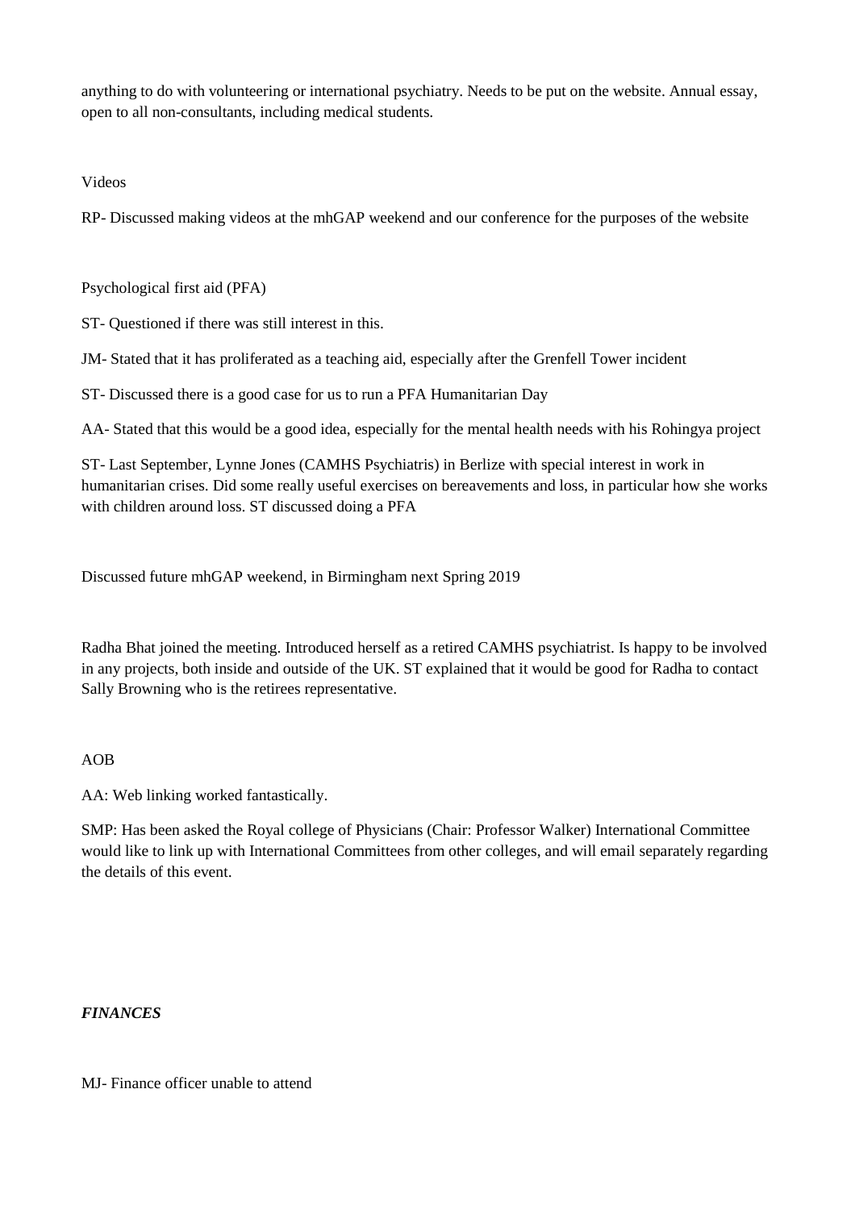anything to do with volunteering or international psychiatry. Needs to be put on the website. Annual essay, open to all non-consultants, including medical students.

Videos

RP- Discussed making videos at the mhGAP weekend and our conference for the purposes of the website

Psychological first aid (PFA)

ST- Questioned if there was still interest in this.

JM- Stated that it has proliferated as a teaching aid, especially after the Grenfell Tower incident

ST- Discussed there is a good case for us to run a PFA Humanitarian Day

AA- Stated that this would be a good idea, especially for the mental health needs with his Rohingya project

ST- Last September, Lynne Jones (CAMHS Psychiatris) in Berlize with special interest in work in humanitarian crises. Did some really useful exercises on bereavements and loss, in particular how she works with children around loss. ST discussed doing a PFA

Discussed future mhGAP weekend, in Birmingham next Spring 2019

Radha Bhat joined the meeting. Introduced herself as a retired CAMHS psychiatrist. Is happy to be involved in any projects, both inside and outside of the UK. ST explained that it would be good for Radha to contact Sally Browning who is the retirees representative.

AOB

AA: Web linking worked fantastically.

SMP: Has been asked the Royal college of Physicians (Chair: Professor Walker) International Committee would like to link up with International Committees from other colleges, and will email separately regarding the details of this event.

***FINANCES***

MJ- Finance officer unable to attend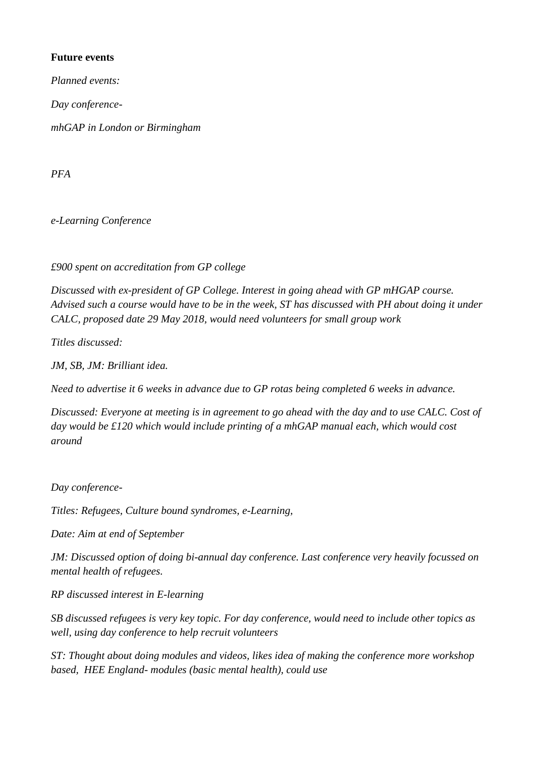**Future events**

*Planned events:*

*Day conference-*

*mhGAP in London or Birmingham*

*PFA*

*e-Learning Conference*

*£900 spent on accreditation from GP college*

*Discussed with ex-president of GP College. Interest in going ahead with GP mHGAP course. Advised such a course would have to be in the week, ST has discussed with PH about doing it under CALC, proposed date 29 May 2018, would need volunteers for small group work*

*Titles discussed:*

*JM, SB, JM: Brilliant idea.*

*Need to advertise it 6 weeks in advance due to GP rotas being completed 6 weeks in advance.*

*Discussed: Everyone at meeting is in agreement to go ahead with the day and to use CALC. Cost of day would be £120 which would include printing of a mhGAP manual each, which would cost around*

*Day conference-*

*Titles: Refugees, Culture bound syndromes, e-Learning,*

*Date: Aim at end of September*

*JM: Discussed option of doing bi-annual day conference. Last conference very heavily focussed on mental health of refugees.*

*RP discussed interest in E-learning*

*SB discussed refugees is very key topic. For day conference, would need to include other topics as well, using day conference to help recruit volunteers*

*ST: Thought about doing modules and videos, likes idea of making the conference more workshop based, HEE England- modules (basic mental health), could use*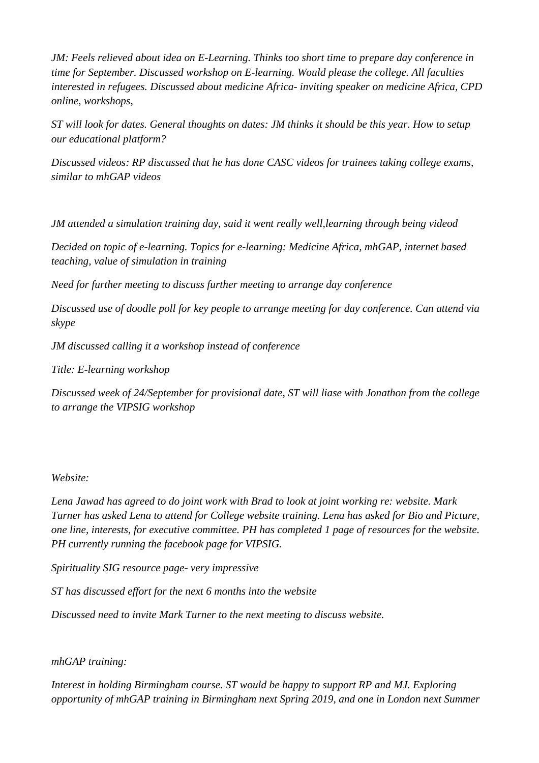*JM: Feels relieved about idea on E-Learning. Thinks too short time to prepare day conference in time for September. Discussed workshop on E-learning. Would please the college. All faculties interested in refugees. Discussed about medicine Africa- inviting speaker on medicine Africa, CPD online, workshops,*

*ST will look for dates. General thoughts on dates: JM thinks it should be this year. How to setup our educational platform?*

*Discussed videos: RP discussed that he has done CASC videos for trainees taking college exams, similar to mhGAP videos*

*JM attended a simulation training day, said it went really well,learning through being videod*

*Decided on topic of e-learning. Topics for e-learning: Medicine Africa, mhGAP, internet based teaching, value of simulation in training*

*Need for further meeting to discuss further meeting to arrange day conference*

*Discussed use of doodle poll for key people to arrange meeting for day conference. Can attend via skype*

*JM discussed calling it a workshop instead of conference*

*Title: E-learning workshop*

*Discussed week of 24/September for provisional date, ST will liase with Jonathon from the college to arrange the VIPSIG workshop*

*Website:*

*Lena Jawad has agreed to do joint work with Brad to look at joint working re: website. Mark Turner has asked Lena to attend for College website training. Lena has asked for Bio and Picture, one line, interests, for executive committee. PH has completed 1 page of resources for the website. PH currently running the facebook page for VIPSIG.*

*Spirituality SIG resource page- very impressive*

*ST has discussed effort for the next 6 months into the website*

*Discussed need to invite Mark Turner to the next meeting to discuss website.*

*mhGAP training:*

*Interest in holding Birmingham course. ST would be happy to support RP and MJ. Exploring opportunity of mhGAP training in Birmingham next Spring 2019, and one in London next Summer*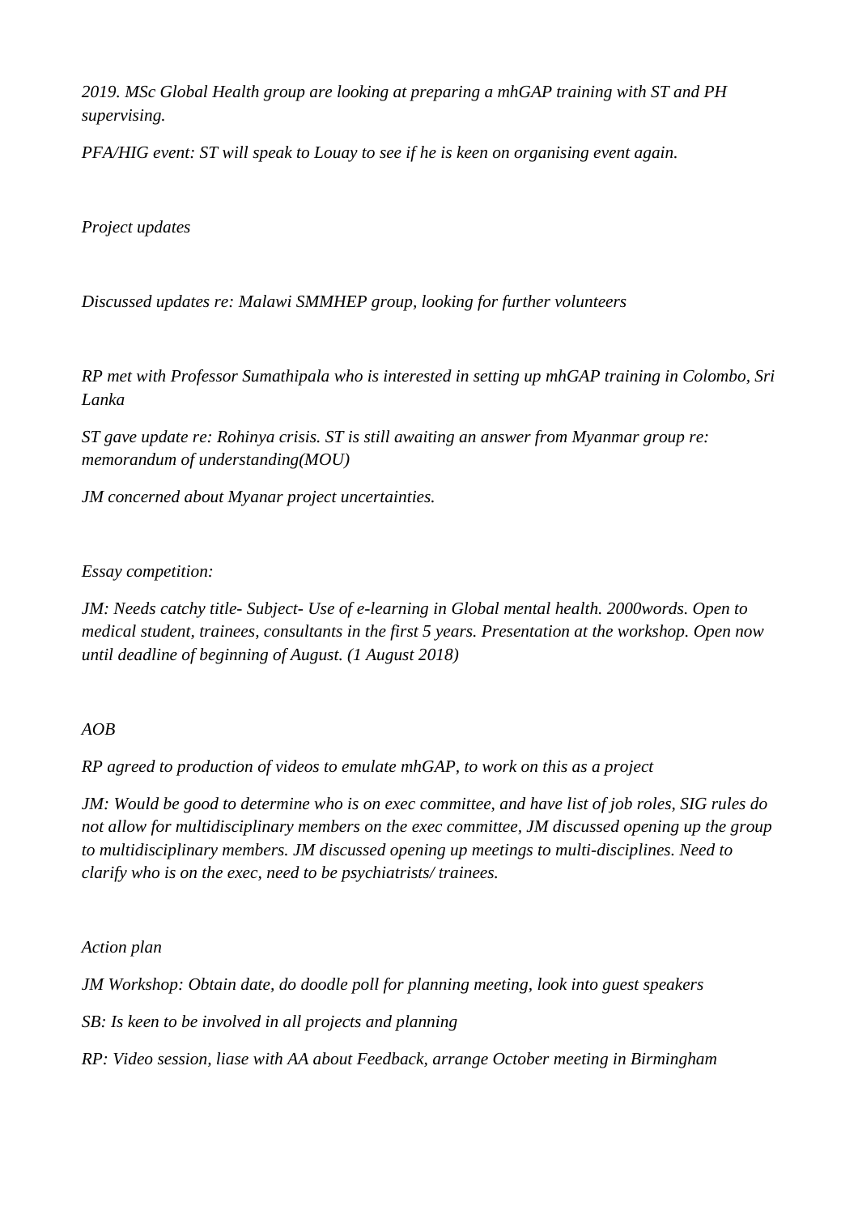*2019. MSc Global Health group are looking at preparing a mhGAP training with ST and PH supervising.*

*PFA/HIG event: ST will speak to Louay to see if he is keen on organising event again.*

*Project updates*

*Discussed updates re: Malawi SMMHEP group, looking for further volunteers*

*RP met with Professor Sumathipala who is interested in setting up mhGAP training in Colombo, Sri Lanka*

*ST gave update re: Rohinya crisis. ST is still awaiting an answer from Myanmar group re: memorandum of understanding(MOU)*

*JM concerned about Myanar project uncertainties.*

*Essay competition:*

*JM: Needs catchy title- Subject- Use of e-learning in Global mental health. 2000words. Open to medical student, trainees, consultants in the first 5 years. Presentation at the workshop. Open now until deadline of beginning of August. (1 August 2018)*

*AOB*

*RP agreed to production of videos to emulate mhGAP, to work on this as a project*

*JM: Would be good to determine who is on exec committee, and have list of job roles, SIG rules do not allow for multidisciplinary members on the exec committee, JM discussed opening up the group to multidisciplinary members. JM discussed opening up meetings to multi-disciplines. Need to clarify who is on the exec, need to be psychiatrists/ trainees.*

*Action plan*

*JM Workshop: Obtain date, do doodle poll for planning meeting, look into guest speakers*

*SB: Is keen to be involved in all projects and planning*

*RP: Video session, liase with AA about Feedback, arrange October meeting in Birmingham*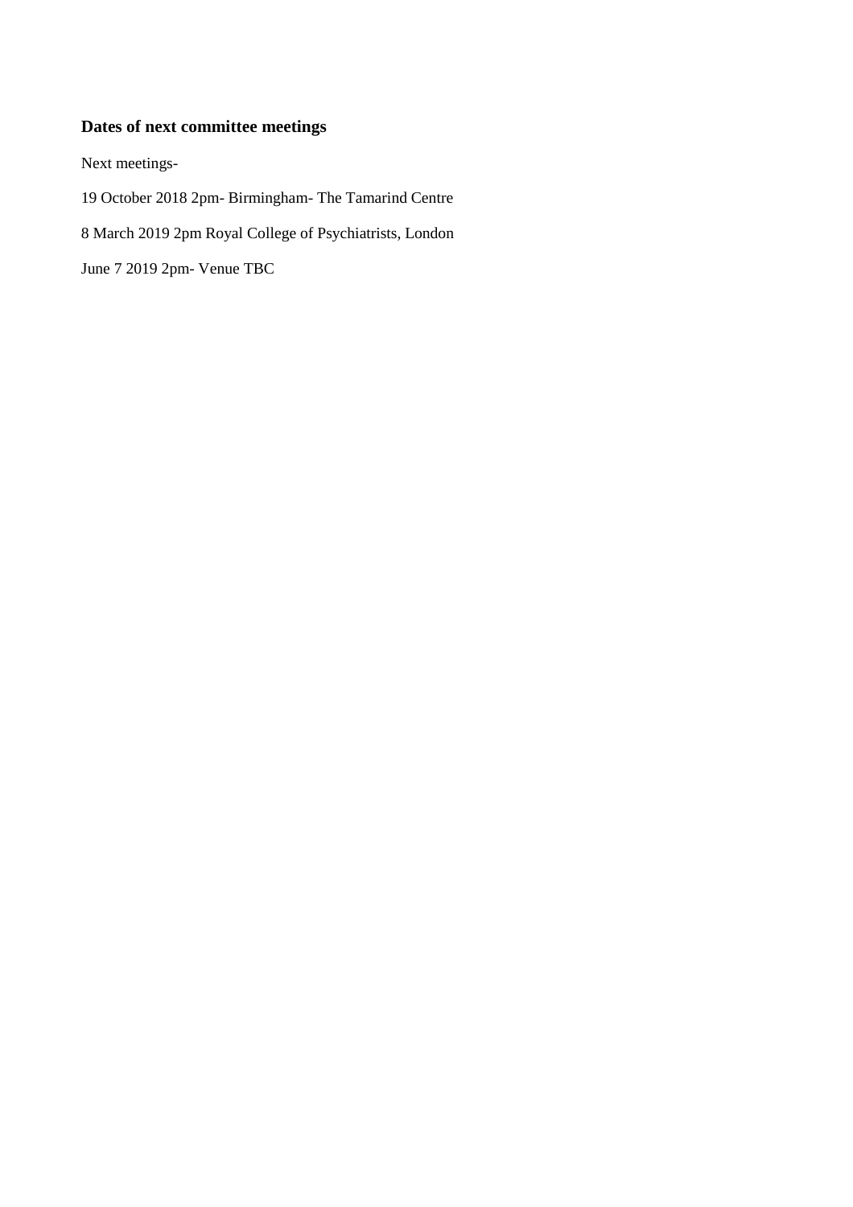### Dates of next committee meetings

Next meetings-

19 October 2018 2pm- Birmingham- The Tamarind Centre

8 March 2019 2pm Royal College of Psychiatrists, London

June 7 2019 2pm- Venue TBC